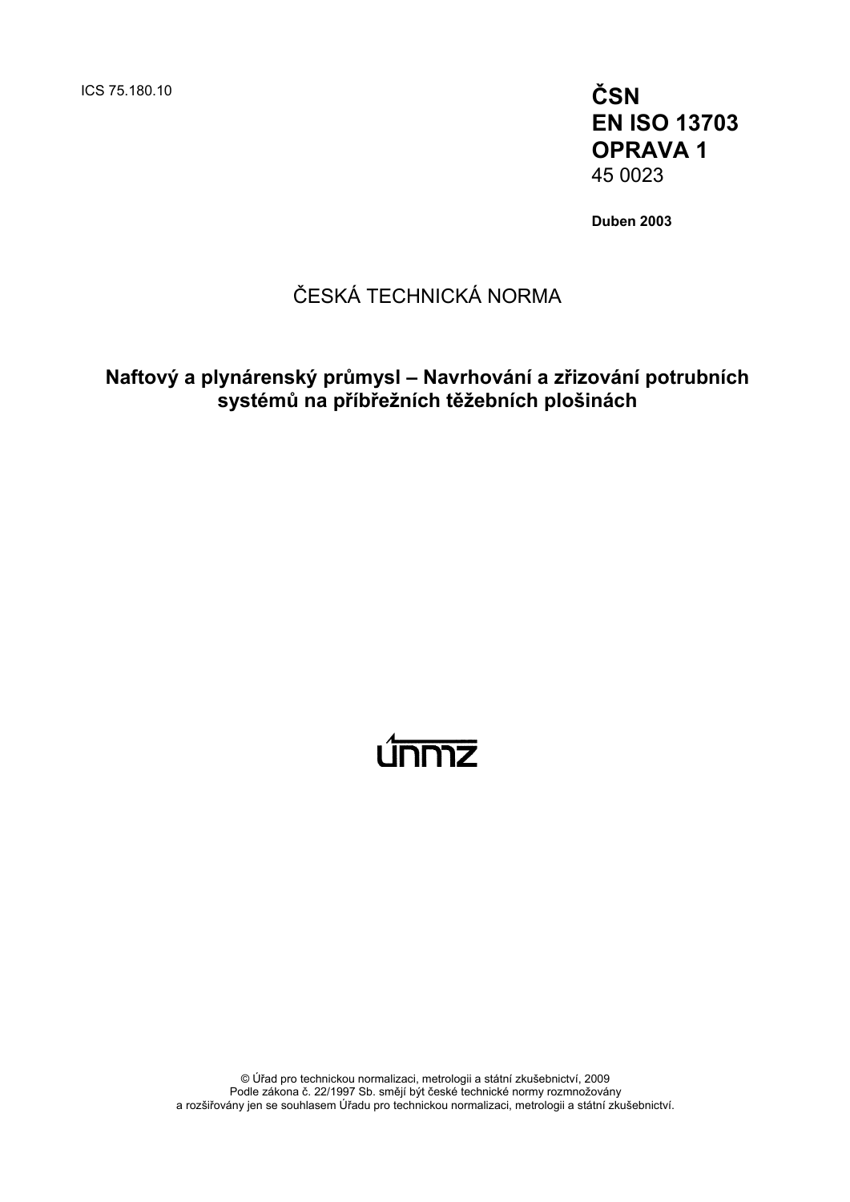ICS 75.180.10

**ČSN**
**EN ISO 13703**
**OPRAVA 1**
45 0023

**Duben 2003**

ČESKÁ TECHNICKÁ NORMA

**Naftový a plynárenský průmysl – Navrhování a zřizování potrubních systémů na příbřežních těžebních plošinách**

© Úřad pro technickou normalizaci, metrologii a státní zkušebnictví, 2009
Podle zákona č. 22/1997 Sb. smějí být české technické normy rozmnožovány a rozšiřovány jen se souhlasem Úřadu pro technickou normalizaci, metrologii a státní zkušebnictví.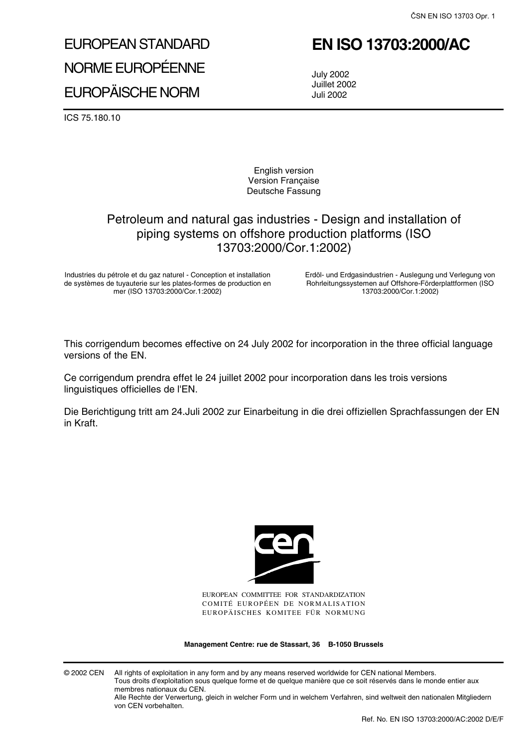# EUROPEAN STANDARD
# NORME EUROPÉENNE
# EUROPÄISCHE NORM

# EN ISO 13703:2000/AC

July 2002
Juillet 2002
Juli 2002

ICS 75.180.10

English version
Version Française
Deutsche Fassung

## Petroleum and natural gas industries - Design and installation of piping systems on offshore production platforms (ISO 13703:2000/Cor.1:2002)

Industries du pétrole et du gaz naturel - Conception et installation de systèmes de tuyauterie sur les plates-formes de production en mer (ISO 13703:2000/Cor.1:2002)

Erdöl- und Erdgasindustrien - Auslegung und Verlegung von Rohrleitungssystemen auf Offshore-Förderplattformen (ISO 13703:2000/Cor.1:2002)

This corrigendum becomes effective on 24 July 2002 for incorporation in the three official language versions of the EN.

Ce corrigendum prendra effet le 24 juillet 2002 pour incorporation dans les trois versions linguistiques officielles de l'EN.

Die Berichtigung tritt am 24.Juli 2002 zur Einarbeitung in die drei offiziellen Sprachfassungen der EN in Kraft.

EUROPEAN COMMITTEE FOR STANDARDIZATION
COMITÉ EUROPÉEN DE NORMALISATION
EUROPÄISCHES KOMITEE FÜR NORMUNG

**Management Centre: rue de Stassart, 36 B-1050 Brussels**

© 2002 CEN All rights of exploitation in any form and by any means reserved worldwide for CEN national Members.
Tous droits d'exploitation sous quelque forme et de quelque manière que ce soit réservés dans le monde entier aux membres nationaux du CEN.
Alle Rechte der Verwertung, gleich in welcher Form und in welchem Verfahren, sind weltweit den nationalen Mitgliedern von CEN vorbehalten.

Ref. No. EN ISO 13703:2000/AC:2002 D/E/F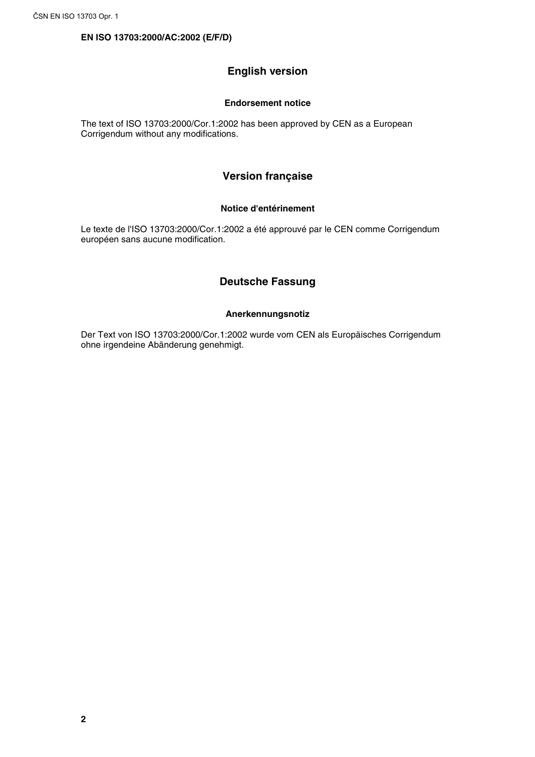**EN ISO 13703:2000/AC:2002 (E/F/D)**

## English version

### Endorsement notice

The text of ISO 13703:2000/Cor.1:2002 has been approved by CEN as a European Corrigendum without any modifications.

## Version française

### Notice d'entérinement

Le texte de l'ISO 13703:2000/Cor.1:2002 a été approuvé par le CEN comme Corrigendum européen sans aucune modification.

## Deutsche Fassung

### Anerkennungsnotiz

Der Text von ISO 13703:2000/Cor.1:2002 wurde vom CEN als Europäisches Corrigendum ohne irgendeine Abänderung genehmigt.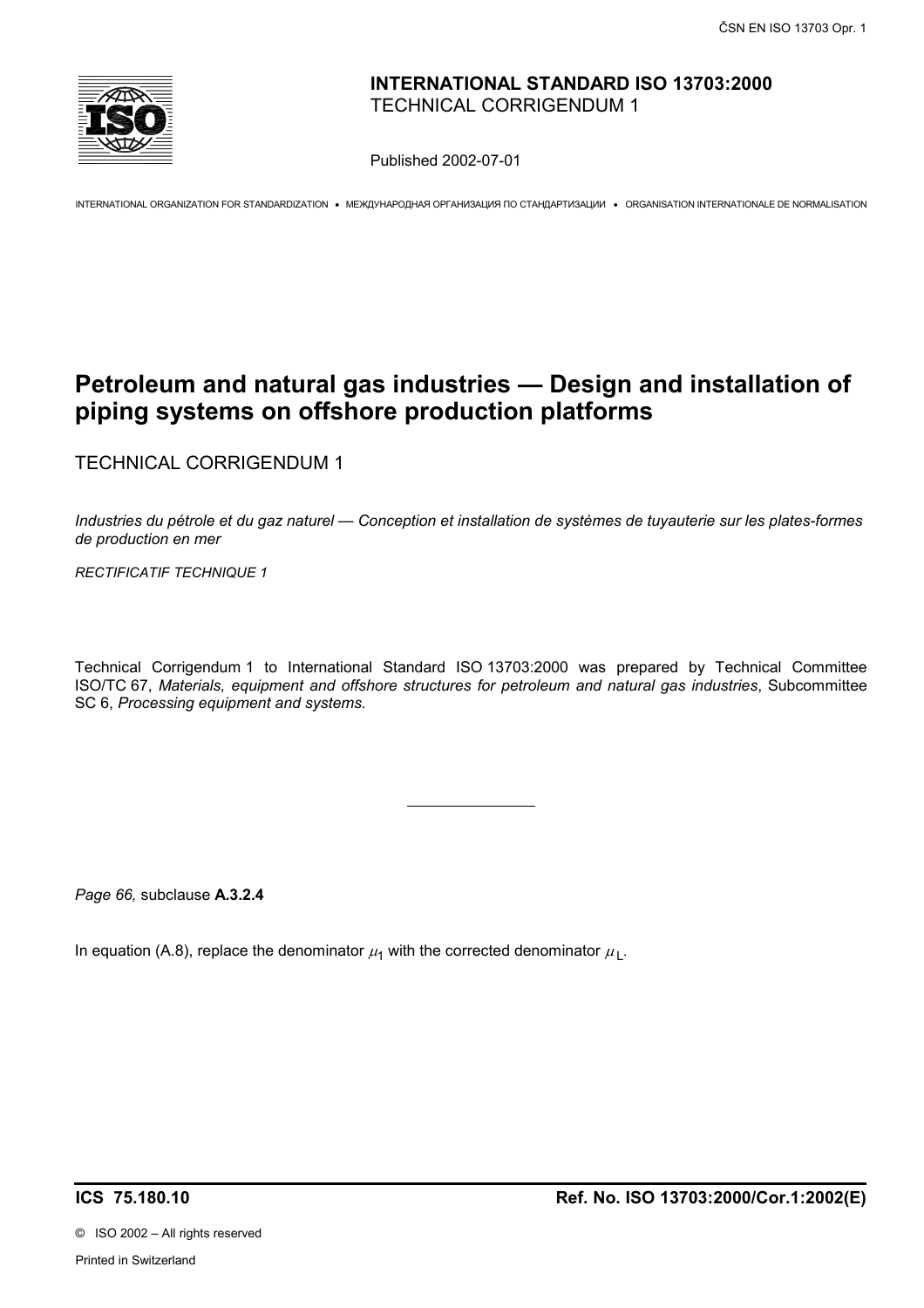**INTERNATIONAL STANDARD ISO 13703:2000**
TECHNICAL CORRIGENDUM 1

Published 2002-07-01

INTERNATIONAL ORGANIZATION FOR STANDARDIZATION • МЕЖДУНАРОДНАЯ ОРГАНИЗАЦИЯ ПО СТАНДАРТИЗАЦИИ • ORGANISATION INTERNATIONALE DE NORMALISATION

# Petroleum and natural gas industries — Design and installation of piping systems on offshore production platforms

TECHNICAL CORRIGENDUM 1

*Industries du pétrole et du gaz naturel — Conception et installation de systèmes de tuyauterie sur les plates-formes de production en mer*

*RECTIFICATIF TECHNIQUE 1*

Technical Corrigendum 1 to International Standard ISO 13703:2000 was prepared by Technical Committee ISO/TC 67, *Materials, equipment and offshore structures for petroleum and natural gas industries*, Subcommittee SC 6, *Processing equipment and systems.*

---

*Page 66,* subclause **A.3.2.4**

In equation (A.8), replace the denominator $\mu_1$ with the corrected denominator $\mu_L$.

**ICS 75.180.10** **Ref. No. ISO 13703:2000/Cor.1:2002(E)**

© ISO 2002 – All rights reserved

Printed in Switzerland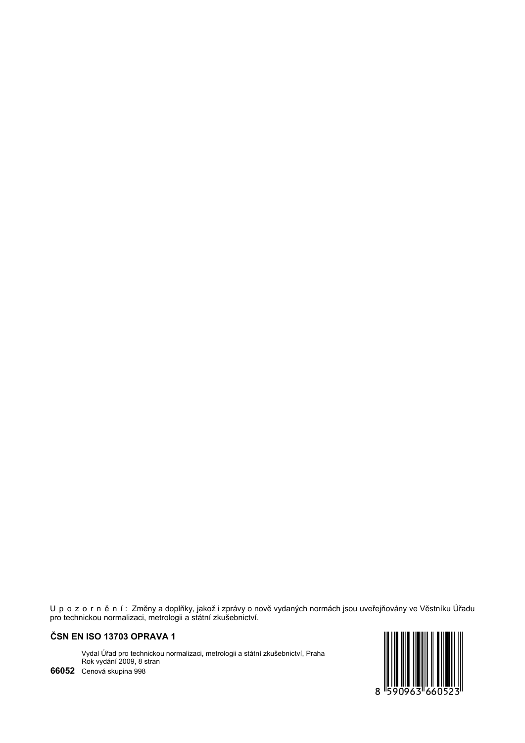U p o z o r n ě n í : Změny a doplňky, jakož i zprávy o nově vydaných normách jsou uveřejňovány ve Věstníku Úřadu pro technickou normalizaci, metrologii a státní zkušebnictví.

**ČSN EN ISO 13703 OPRAVA 1**

Vydal Úřad pro technickou normalizaci, metrologii a státní zkušebnictví, Praha
Rok vydání 2009, 8 stran

**66052** Cenová skupina 998

8 590963 660523